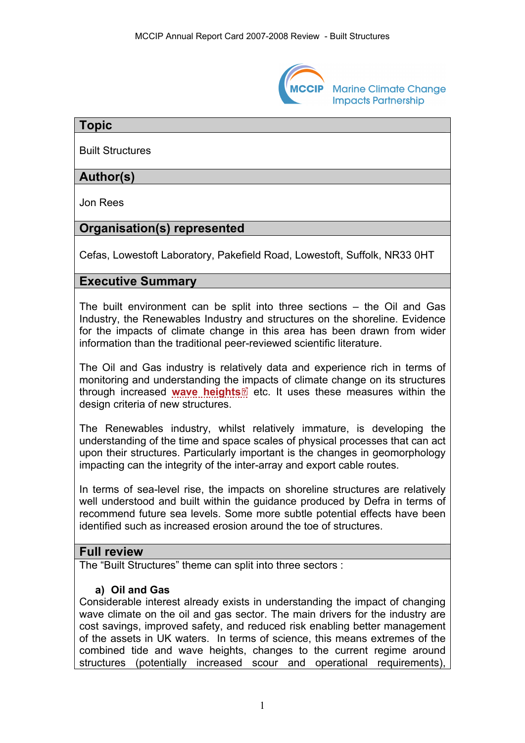## Topic

Built Structures

## Author(s)

Jon Rees

## Organisation(s) represented

Cefas, Lowestoft Laboratory, Pakefield Road, Lowestoft, Suffolk, NR33 0HT

## Executive Summary

The built environment can be split into three sections – the Oil and Gas Industry, the Renewables Industry and structures on the shoreline. Evidence for the impacts of climate change in this area has been drawn from wider information than the traditional peer-reviewed scientific literature.

The Oil and Gas industry is relatively data and experience rich in terms of monitoring and understanding the impacts of climate change on its structures through increased **wave heights** etc. It uses these measures within the design criteria of new structures.

The Renewables industry, whilst relatively immature, is developing the understanding of the time and space scales of physical processes that can act upon their structures. Particularly important is the changes in geomorphology impacting can the integrity of the inter-array and export cable routes.

In terms of sea-level rise, the impacts on shoreline structures are relatively well understood and built within the guidance produced by Defra in terms of recommend future sea levels. Some more subtle potential effects have been identified such as increased erosion around the toe of structures.

## Full review

The "Built Structures" theme can split into three sectors :

### a) Oil and Gas

Considerable interest already exists in understanding the impact of changing wave climate on the oil and gas sector. The main drivers for the industry are cost savings, improved safety, and reduced risk enabling better management of the assets in UK waters. In terms of science, this means extremes of the combined tide and wave heights, changes to the current regime around structures (potentially increased scour and operational requirements),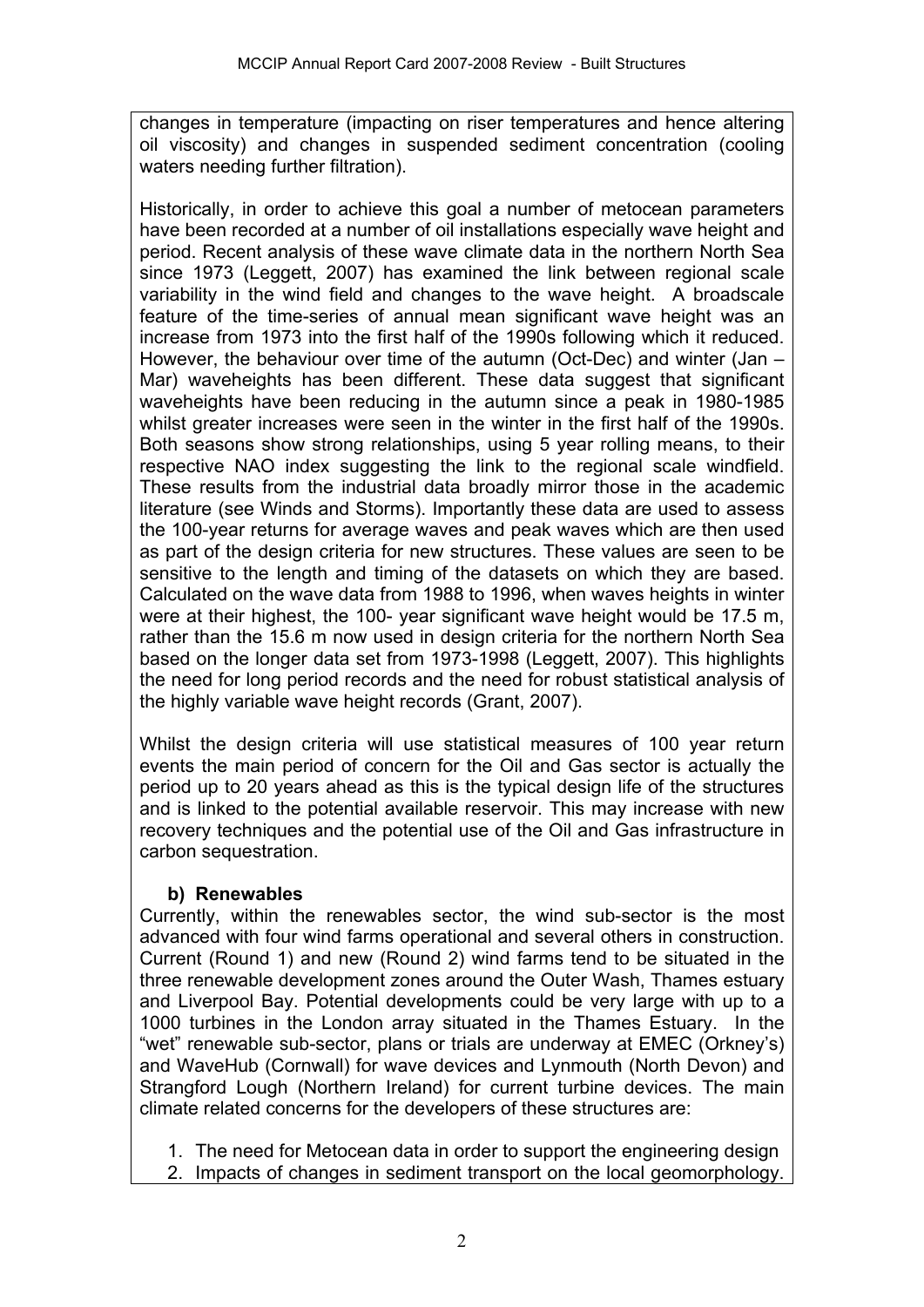changes in temperature (impacting on riser temperatures and hence altering oil viscosity) and changes in suspended sediment concentration (cooling waters needing further filtration).

Historically, in order to achieve this goal a number of metocean parameters have been recorded at a number of oil installations especially wave height and period. Recent analysis of these wave climate data in the northern North Sea since 1973 (Leggett, 2007) has examined the link between regional scale variability in the wind field and changes to the wave height. A broadscale feature of the time-series of annual mean significant wave height was an increase from 1973 into the first half of the 1990s following which it reduced. However, the behaviour over time of the autumn (Oct-Dec) and winter (Jan – Mar) waveheights has been different. These data suggest that significant waveheights have been reducing in the autumn since a peak in 1980-1985 whilst greater increases were seen in the winter in the first half of the 1990s. Both seasons show strong relationships, using 5 year rolling means, to their respective NAO index suggesting the link to the regional scale windfield. These results from the industrial data broadly mirror those in the academic literature (see Winds and Storms). Importantly these data are used to assess the 100-year returns for average waves and peak waves which are then used as part of the design criteria for new structures. These values are seen to be sensitive to the length and timing of the datasets on which they are based. Calculated on the wave data from 1988 to 1996, when waves heights in winter were at their highest, the 100- year significant wave height would be 17.5 m, rather than the 15.6 m now used in design criteria for the northern North Sea based on the longer data set from 1973-1998 (Leggett, 2007). This highlights the need for long period records and the need for robust statistical analysis of the highly variable wave height records (Grant, 2007).

Whilst the design criteria will use statistical measures of 100 year return events the main period of concern for the Oil and Gas sector is actually the period up to 20 years ahead as this is the typical design life of the structures and is linked to the potential available reservoir. This may increase with new recovery techniques and the potential use of the Oil and Gas infrastructure in carbon sequestration.

**b) Renewables**

Currently, within the renewables sector, the wind sub-sector is the most advanced with four wind farms operational and several others in construction. Current (Round 1) and new (Round 2) wind farms tend to be situated in the three renewable development zones around the Outer Wash, Thames estuary and Liverpool Bay. Potential developments could be very large with up to a 1000 turbines in the London array situated in the Thames Estuary. In the "wet" renewable sub-sector, plans or trials are underway at EMEC (Orkney's) and WaveHub (Cornwall) for wave devices and Lynmouth (North Devon) and Strangford Lough (Northern Ireland) for current turbine devices. The main climate related concerns for the developers of these structures are:

1. The need for Metocean data in order to support the engineering design
2. Impacts of changes in sediment transport on the local geomorphology.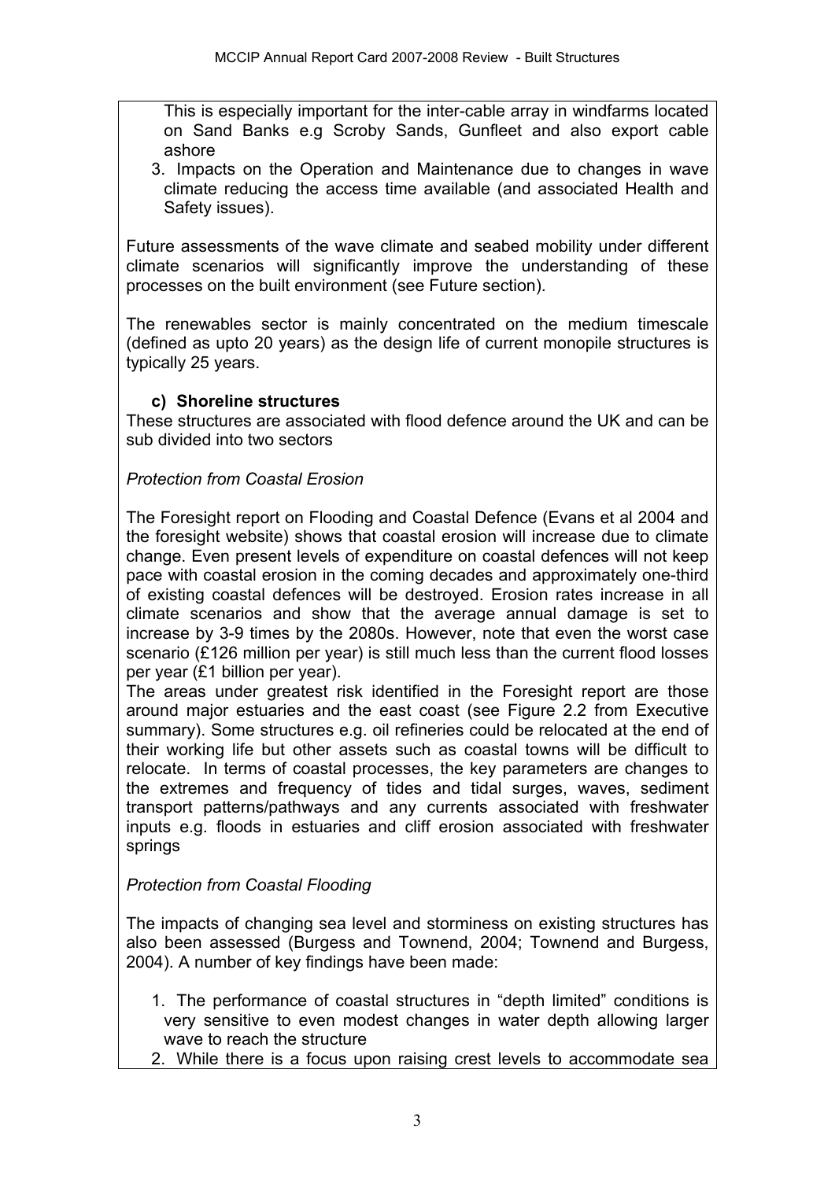This is especially important for the inter-cable array in windfarms located on Sand Banks e.g Scroby Sands, Gunfleet and also export cable ashore

3. Impacts on the Operation and Maintenance due to changes in wave climate reducing the access time available (and associated Health and Safety issues).

Future assessments of the wave climate and seabed mobility under different climate scenarios will significantly improve the understanding of these processes on the built environment (see Future section).

The renewables sector is mainly concentrated on the medium timescale (defined as upto 20 years) as the design life of current monopile structures is typically 25 years.

### c) Shoreline structures

These structures are associated with flood defence around the UK and can be sub divided into two sectors

*Protection from Coastal Erosion*

The Foresight report on Flooding and Coastal Defence (Evans et al 2004 and the foresight website) shows that coastal erosion will increase due to climate change. Even present levels of expenditure on coastal defences will not keep pace with coastal erosion in the coming decades and approximately one-third of existing coastal defences will be destroyed. Erosion rates increase in all climate scenarios and show that the average annual damage is set to increase by 3-9 times by the 2080s. However, note that even the worst case scenario (£126 million per year) is still much less than the current flood losses per year (£1 billion per year).

The areas under greatest risk identified in the Foresight report are those around major estuaries and the east coast (see Figure 2.2 from Executive summary). Some structures e.g. oil refineries could be relocated at the end of their working life but other assets such as coastal towns will be difficult to relocate. In terms of coastal processes, the key parameters are changes to the extremes and frequency of tides and tidal surges, waves, sediment transport patterns/pathways and any currents associated with freshwater inputs e.g. floods in estuaries and cliff erosion associated with freshwater springs

*Protection from Coastal Flooding*

The impacts of changing sea level and storminess on existing structures has also been assessed (Burgess and Townend, 2004; Townend and Burgess, 2004). A number of key findings have been made:

1. The performance of coastal structures in "depth limited" conditions is very sensitive to even modest changes in water depth allowing larger wave to reach the structure
2. While there is a focus upon raising crest levels to accommodate sea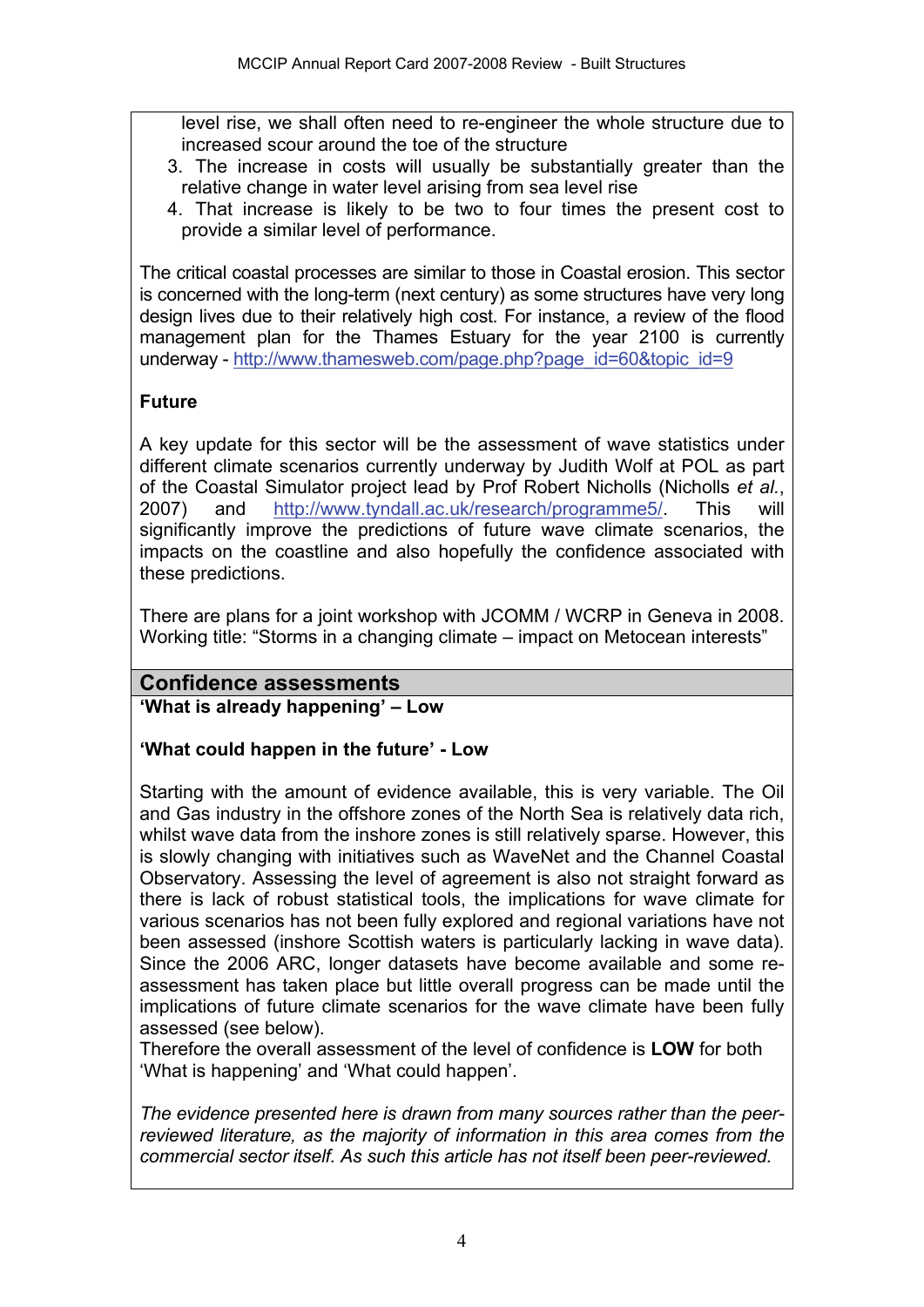level rise, we shall often need to re-engineer the whole structure due to increased scour around the toe of the structure

3. The increase in costs will usually be substantially greater than the relative change in water level arising from sea level rise
4. That increase is likely to be two to four times the present cost to provide a similar level of performance.

The critical coastal processes are similar to those in Coastal erosion. This sector is concerned with the long-term (next century) as some structures have very long design lives due to their relatively high cost. For instance, a review of the flood management plan for the Thames Estuary for the year 2100 is currently underway - http://www.thamesweb.com/page.php?page_id=60&topic_id=9

**Future**

A key update for this sector will be the assessment of wave statistics under different climate scenarios currently underway by Judith Wolf at POL as part of the Coastal Simulator project lead by Prof Robert Nicholls (Nicholls *et al.*, 2007) and http://www.tyndall.ac.uk/research/programme5/. This will significantly improve the predictions of future wave climate scenarios, the impacts on the coastline and also hopefully the confidence associated with these predictions.

There are plans for a joint workshop with JCOMM / WCRP in Geneva in 2008. Working title: "Storms in a changing climate – impact on Metocean interests"

## Confidence assessments

**'What is already happening' – Low**

**'What could happen in the future' - Low**

Starting with the amount of evidence available, this is very variable. The Oil and Gas industry in the offshore zones of the North Sea is relatively data rich, whilst wave data from the inshore zones is still relatively sparse. However, this is slowly changing with initiatives such as WaveNet and the Channel Coastal Observatory. Assessing the level of agreement is also not straight forward as there is lack of robust statistical tools, the implications for wave climate for various scenarios has not been fully explored and regional variations have not been assessed (inshore Scottish waters is particularly lacking in wave data). Since the 2006 ARC, longer datasets have become available and some re-assessment has taken place but little overall progress can be made until the implications of future climate scenarios for the wave climate have been fully assessed (see below).
Therefore the overall assessment of the level of confidence is **LOW** for both 'What is happening' and 'What could happen'.

*The evidence presented here is drawn from many sources rather than the peer-reviewed literature, as the majority of information in this area comes from the commercial sector itself. As such this article has not itself been peer-reviewed.*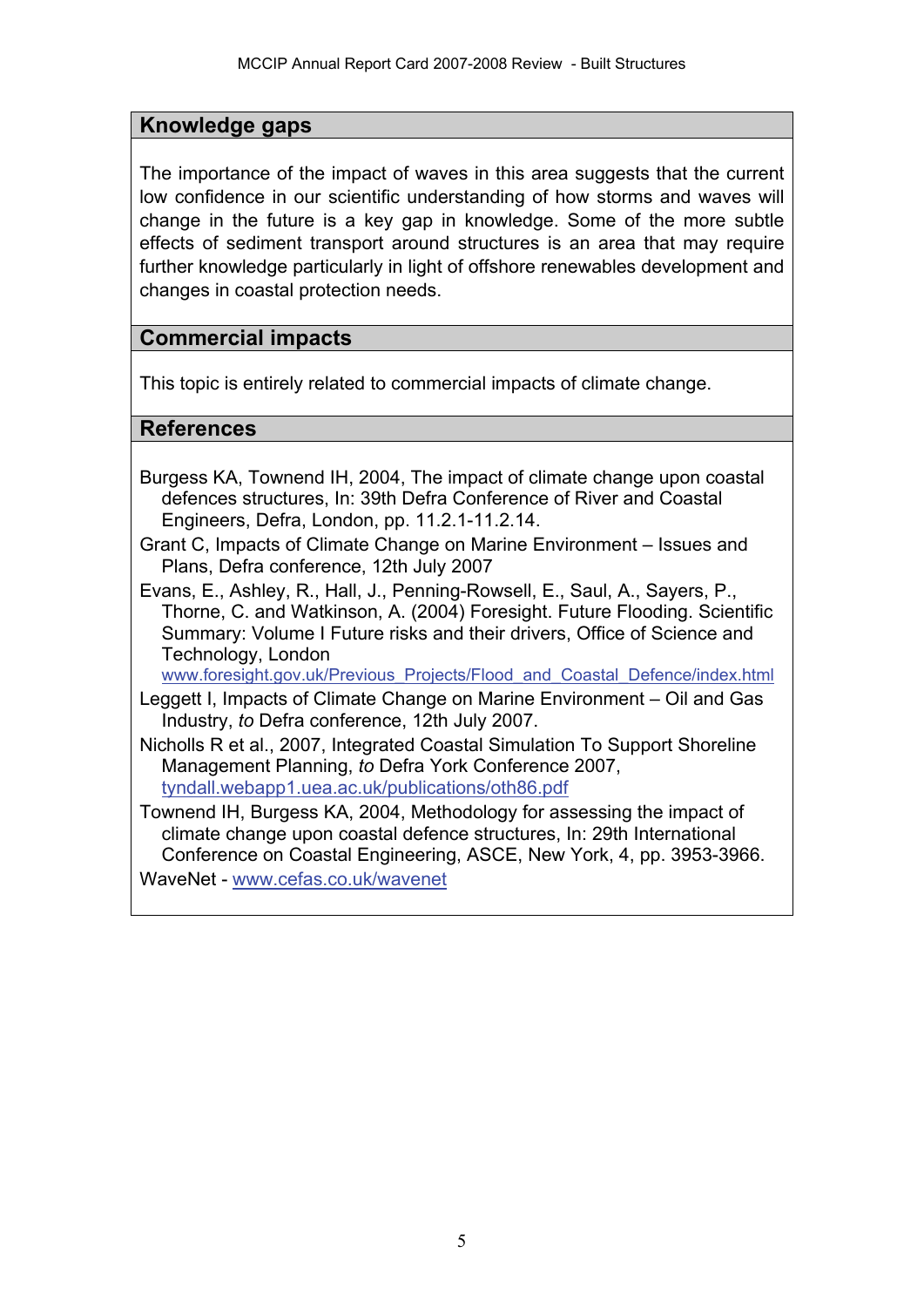## Knowledge gaps

The importance of the impact of waves in this area suggests that the current low confidence in our scientific understanding of how storms and waves will change in the future is a key gap in knowledge. Some of the more subtle effects of sediment transport around structures is an area that may require further knowledge particularly in light of offshore renewables development and changes in coastal protection needs.

## Commercial impacts

This topic is entirely related to commercial impacts of climate change.

## References

Burgess KA, Townend IH, 2004, The impact of climate change upon coastal defences structures, In: 39th Defra Conference of River and Coastal Engineers, Defra, London, pp. 11.2.1-11.2.14.

Grant C, Impacts of Climate Change on Marine Environment – Issues and Plans, Defra conference, 12th July 2007

Evans, E., Ashley, R., Hall, J., Penning-Rowsell, E., Saul, A., Sayers, P., Thorne, C. and Watkinson, A. (2004) Foresight. Future Flooding. Scientific Summary: Volume I Future risks and their drivers, Office of Science and Technology, London
www.foresight.gov.uk/Previous_Projects/Flood_and_Coastal_Defence/index.html

Leggett I, Impacts of Climate Change on Marine Environment – Oil and Gas Industry, *to* Defra conference, 12th July 2007.

Nicholls R et al., 2007, Integrated Coastal Simulation To Support Shoreline Management Planning, *to* Defra York Conference 2007,
tyndall.webapp1.uea.ac.uk/publications/oth86.pdf

Townend IH, Burgess KA, 2004, Methodology for assessing the impact of climate change upon coastal defence structures, In: 29th International Conference on Coastal Engineering, ASCE, New York, 4, pp. 3953-3966.

WaveNet - www.cefas.co.uk/wavenet